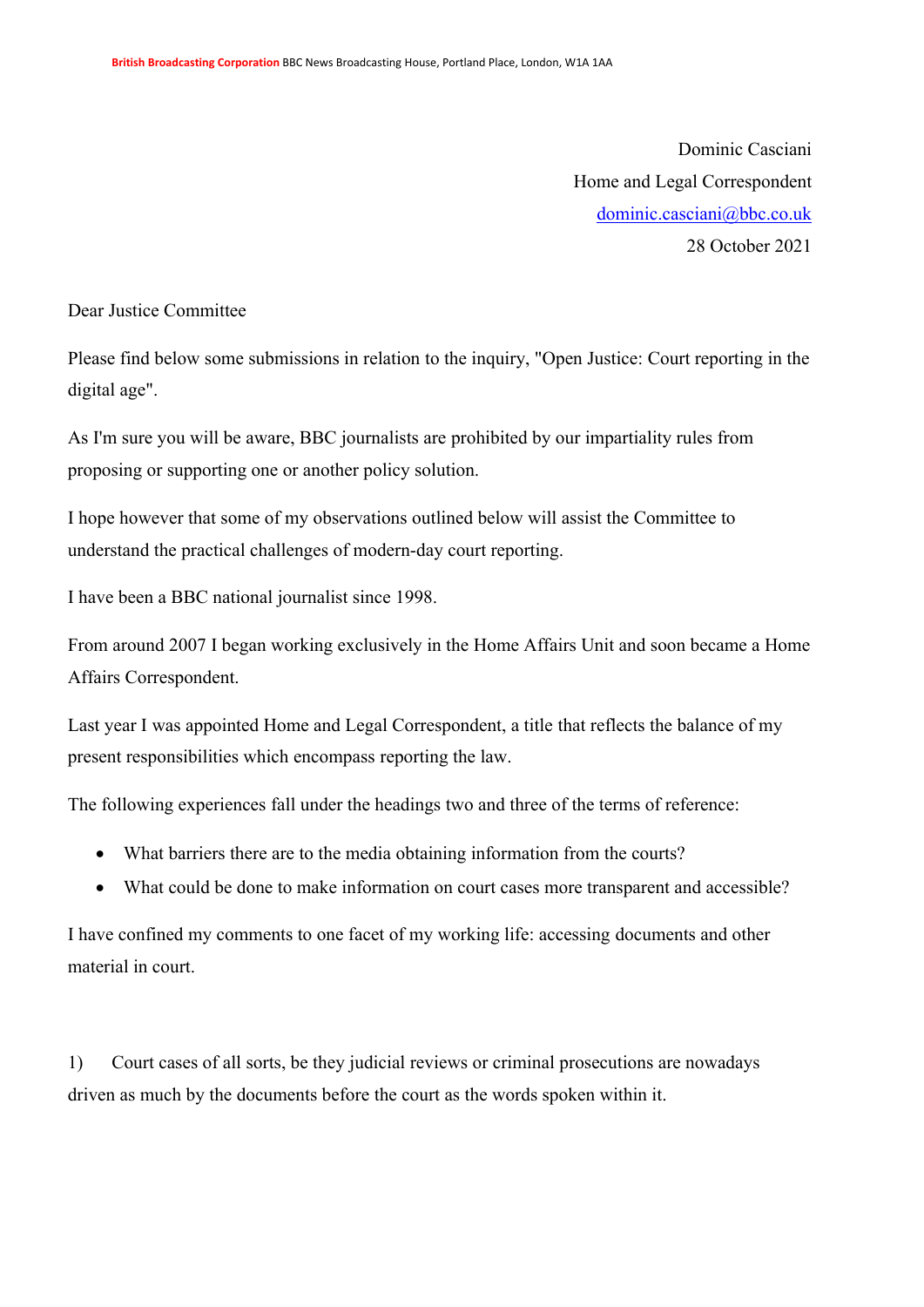**British Broadcasting Corporation** BBC News Broadcasting House, Portland Place, London, W1A 1AA

Dominic Casciani
Home and Legal Correspondent
dominic.casciani@bbc.co.uk
28 October 2021

Dear Justice Committee

Please find below some submissions in relation to the inquiry, "Open Justice: Court reporting in the digital age".

As I'm sure you will be aware, BBC journalists are prohibited by our impartiality rules from proposing or supporting one or another policy solution.

I hope however that some of my observations outlined below will assist the Committee to understand the practical challenges of modern-day court reporting.

I have been a BBC national journalist since 1998.

From around 2007 I began working exclusively in the Home Affairs Unit and soon became a Home Affairs Correspondent.

Last year I was appointed Home and Legal Correspondent, a title that reflects the balance of my present responsibilities which encompass reporting the law.

The following experiences fall under the headings two and three of the terms of reference:

- What barriers there are to the media obtaining information from the courts?
- What could be done to make information on court cases more transparent and accessible?

I have confined my comments to one facet of my working life: accessing documents and other material in court.

1) Court cases of all sorts, be they judicial reviews or criminal prosecutions are nowadays driven as much by the documents before the court as the words spoken within it.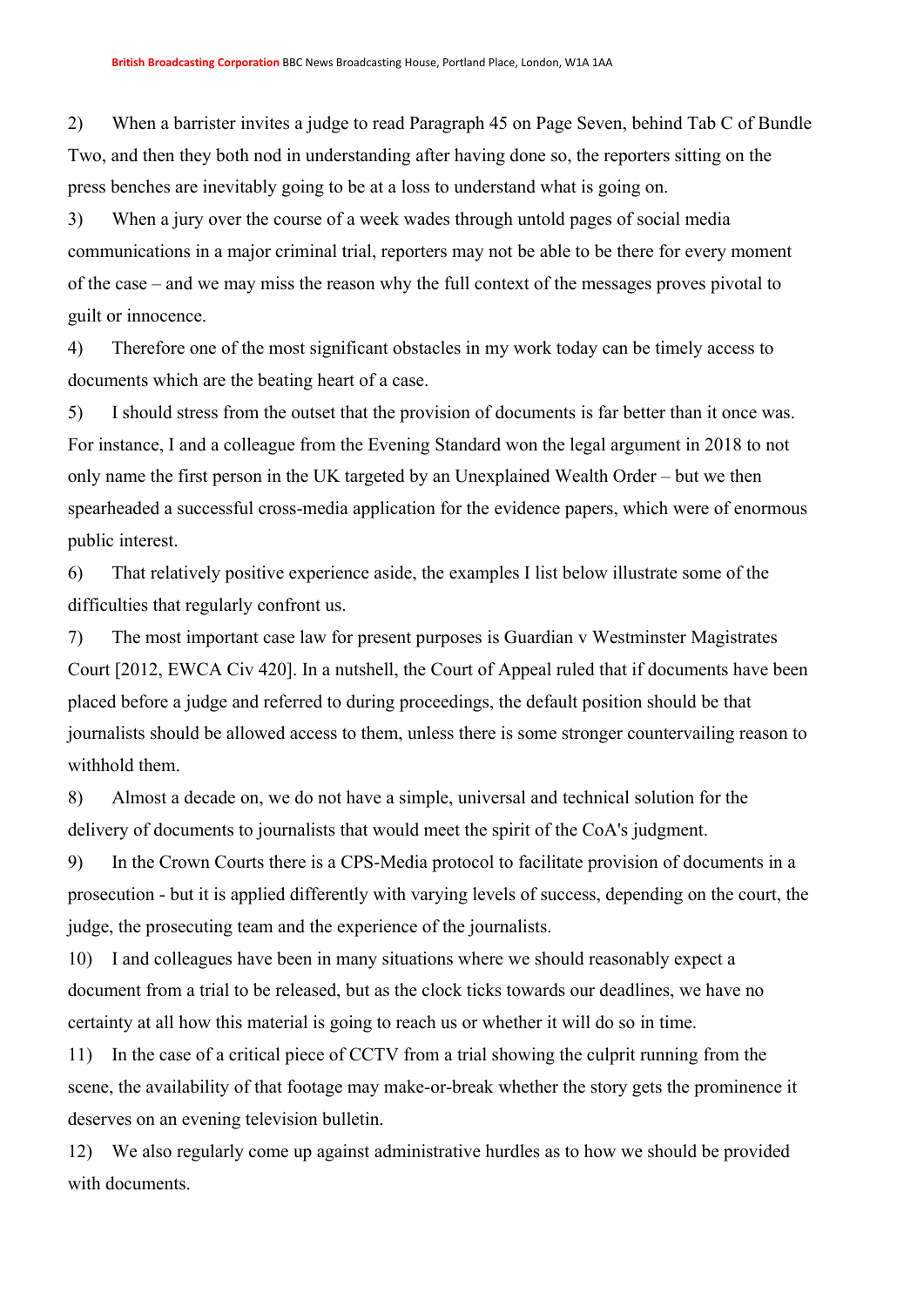2) When a barrister invites a judge to read Paragraph 45 on Page Seven, behind Tab C of Bundle Two, and then they both nod in understanding after having done so, the reporters sitting on the press benches are inevitably going to be at a loss to understand what is going on.

3) When a jury over the course of a week wades through untold pages of social media communications in a major criminal trial, reporters may not be able to be there for every moment of the case – and we may miss the reason why the full context of the messages proves pivotal to guilt or innocence.

4) Therefore one of the most significant obstacles in my work today can be timely access to documents which are the beating heart of a case.

5) I should stress from the outset that the provision of documents is far better than it once was. For instance, I and a colleague from the Evening Standard won the legal argument in 2018 to not only name the first person in the UK targeted by an Unexplained Wealth Order – but we then spearheaded a successful cross-media application for the evidence papers, which were of enormous public interest.

6) That relatively positive experience aside, the examples I list below illustrate some of the difficulties that regularly confront us.

7) The most important case law for present purposes is Guardian v Westminster Magistrates Court [2012, EWCA Civ 420]. In a nutshell, the Court of Appeal ruled that if documents have been placed before a judge and referred to during proceedings, the default position should be that journalists should be allowed access to them, unless there is some stronger countervailing reason to withhold them.

8) Almost a decade on, we do not have a simple, universal and technical solution for the delivery of documents to journalists that would meet the spirit of the CoA's judgment.

9) In the Crown Courts there is a CPS-Media protocol to facilitate provision of documents in a prosecution - but it is applied differently with varying levels of success, depending on the court, the judge, the prosecuting team and the experience of the journalists.

10) I and colleagues have been in many situations where we should reasonably expect a document from a trial to be released, but as the clock ticks towards our deadlines, we have no certainty at all how this material is going to reach us or whether it will do so in time.

11) In the case of a critical piece of CCTV from a trial showing the culprit running from the scene, the availability of that footage may make-or-break whether the story gets the prominence it deserves on an evening television bulletin.

12) We also regularly come up against administrative hurdles as to how we should be provided with documents.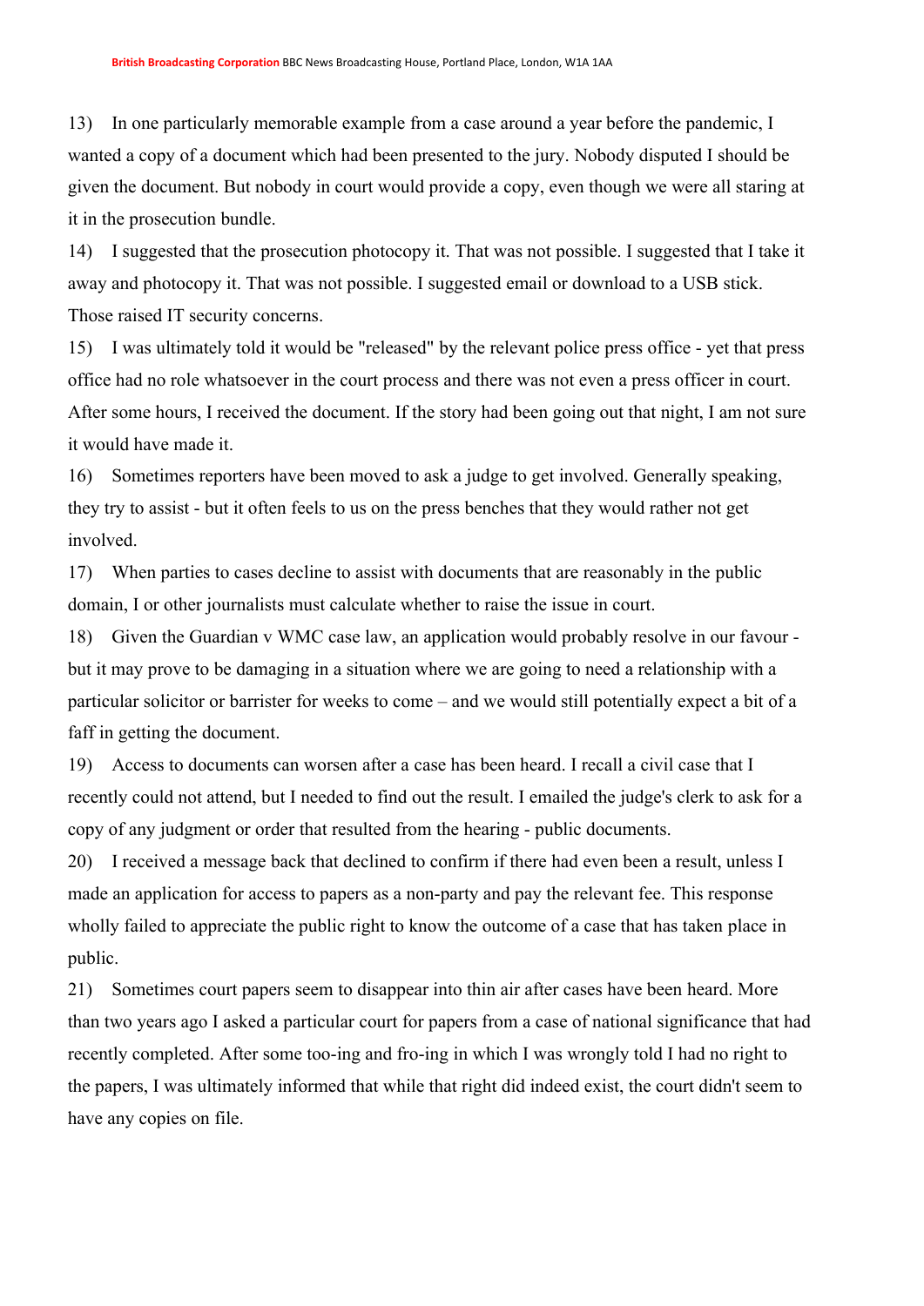13) In one particularly memorable example from a case around a year before the pandemic, I wanted a copy of a document which had been presented to the jury. Nobody disputed I should be given the document. But nobody in court would provide a copy, even though we were all staring at it in the prosecution bundle.

14) I suggested that the prosecution photocopy it. That was not possible. I suggested that I take it away and photocopy it. That was not possible. I suggested email or download to a USB stick. Those raised IT security concerns.

15) I was ultimately told it would be "released" by the relevant police press office - yet that press office had no role whatsoever in the court process and there was not even a press officer in court. After some hours, I received the document. If the story had been going out that night, I am not sure it would have made it.

16) Sometimes reporters have been moved to ask a judge to get involved. Generally speaking, they try to assist - but it often feels to us on the press benches that they would rather not get involved.

17) When parties to cases decline to assist with documents that are reasonably in the public domain, I or other journalists must calculate whether to raise the issue in court.

18) Given the Guardian v WMC case law, an application would probably resolve in our favour - but it may prove to be damaging in a situation where we are going to need a relationship with a particular solicitor or barrister for weeks to come – and we would still potentially expect a bit of a faff in getting the document.

19) Access to documents can worsen after a case has been heard. I recall a civil case that I recently could not attend, but I needed to find out the result. I emailed the judge's clerk to ask for a copy of any judgment or order that resulted from the hearing - public documents.

20) I received a message back that declined to confirm if there had even been a result, unless I made an application for access to papers as a non-party and pay the relevant fee. This response wholly failed to appreciate the public right to know the outcome of a case that has taken place in public.

21) Sometimes court papers seem to disappear into thin air after cases have been heard. More than two years ago I asked a particular court for papers from a case of national significance that had recently completed. After some too-ing and fro-ing in which I was wrongly told I had no right to the papers, I was ultimately informed that while that right did indeed exist, the court didn't seem to have any copies on file.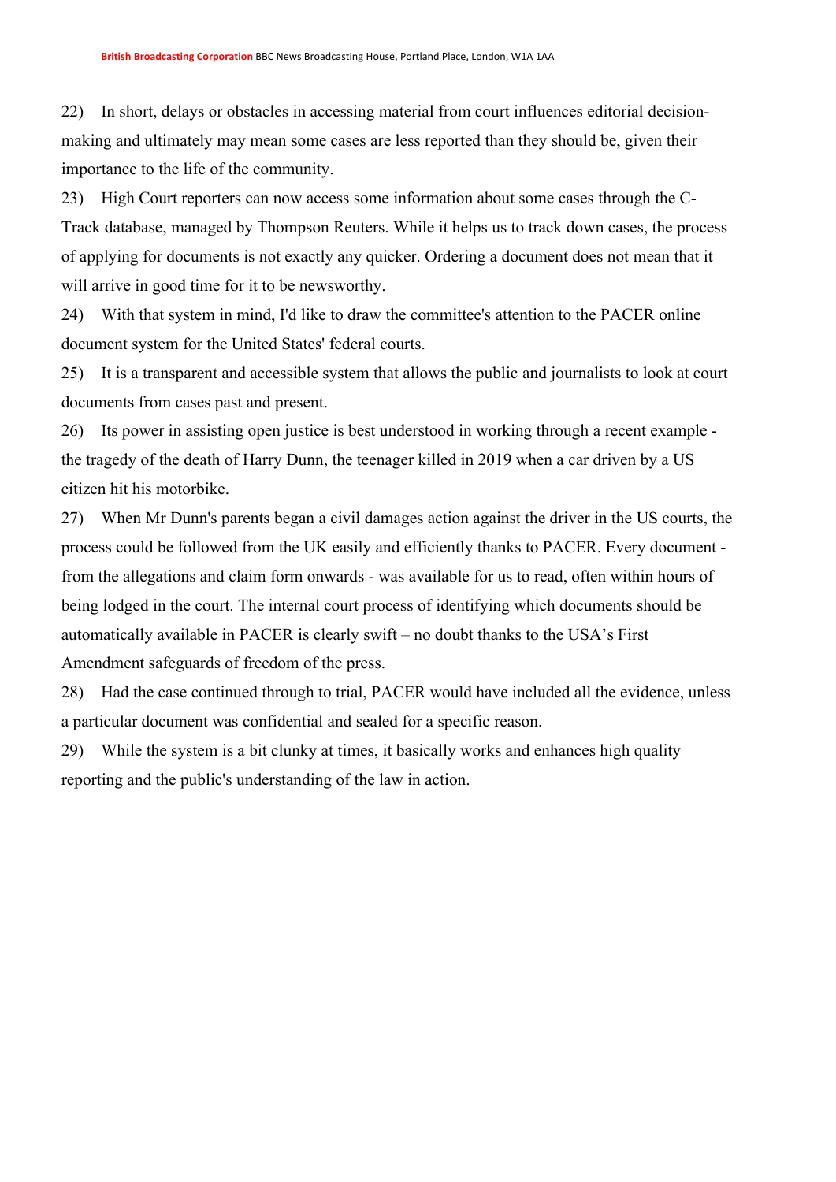22) In short, delays or obstacles in accessing material from court influences editorial decision-making and ultimately may mean some cases are less reported than they should be, given their importance to the life of the community.

23) High Court reporters can now access some information about some cases through the C-Track database, managed by Thompson Reuters. While it helps us to track down cases, the process of applying for documents is not exactly any quicker. Ordering a document does not mean that it will arrive in good time for it to be newsworthy.

24) With that system in mind, I'd like to draw the committee's attention to the PACER online document system for the United States' federal courts.

25) It is a transparent and accessible system that allows the public and journalists to look at court documents from cases past and present.

26) Its power in assisting open justice is best understood in working through a recent example - the tragedy of the death of Harry Dunn, the teenager killed in 2019 when a car driven by a US citizen hit his motorbike.

27) When Mr Dunn's parents began a civil damages action against the driver in the US courts, the process could be followed from the UK easily and efficiently thanks to PACER. Every document - from the allegations and claim form onwards - was available for us to read, often within hours of being lodged in the court. The internal court process of identifying which documents should be automatically available in PACER is clearly swift – no doubt thanks to the USA's First Amendment safeguards of freedom of the press.

28) Had the case continued through to trial, PACER would have included all the evidence, unless a particular document was confidential and sealed for a specific reason.

29) While the system is a bit clunky at times, it basically works and enhances high quality reporting and the public's understanding of the law in action.